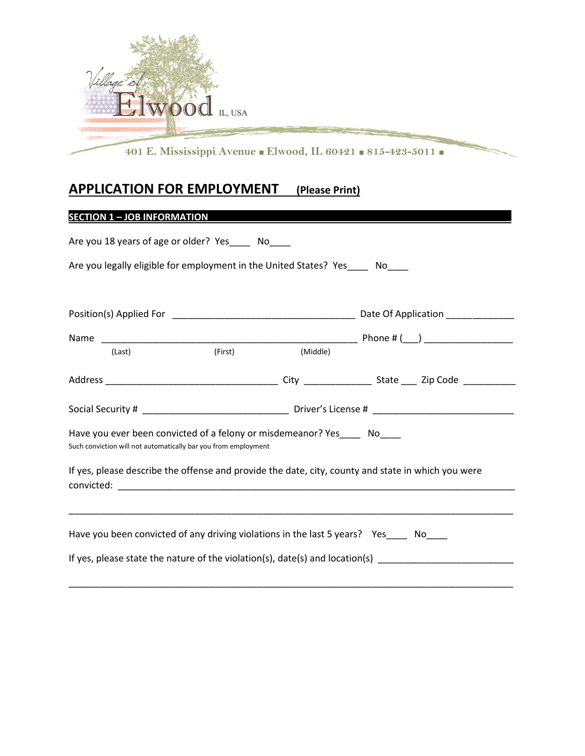Village of Elwood IL, USA

401 E. Mississippi Avenue ■ Elwood, IL 60421 ■ 815-423-5011 ■

# APPLICATION FOR EMPLOYMENT (Please Print)

## SECTION 1 – JOB INFORMATION

Are you 18 years of age or older? Yes____ No____

Are you legally eligible for employment in the United States? Yes____ No____

Position(s) Applied For ___________________________________ Date Of Application _____________

Name _________________________________________________ Phone # (___) ________________
(Last) (First) (Middle)

Address ________________________________ City _____________ State ___ Zip Code __________

Social Security # ____________________________ Driver's License # ___________________________

Have you ever been convicted of a felony or misdemeanor? Yes____ No____
Such conviction will not automatically bar you from employment

If yes, please describe the offense and provide the date, city, county and state in which you were convicted: _____________________________________________________________________________

_____________________________________________________________________________________

Have you been convicted of any driving violations in the last 5 years? Yes____ No____

If yes, please state the nature of the violation(s), date(s) and location(s) _________________________

_____________________________________________________________________________________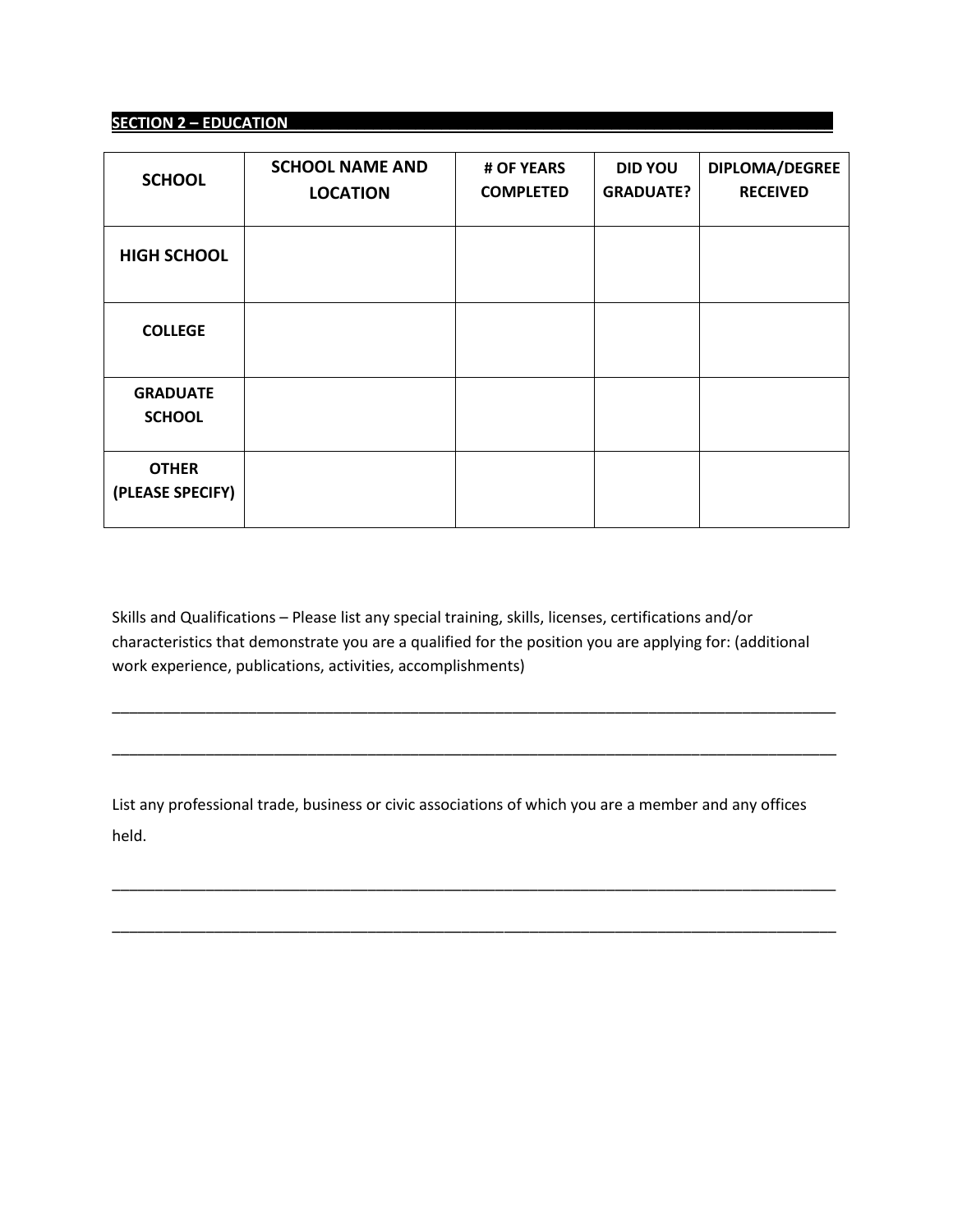## SECTION 2 – EDUCATION

| SCHOOL | SCHOOL NAME AND LOCATION | # OF YEARS COMPLETED | DID YOU GRADUATE? | DIPLOMA/DEGREE RECEIVED |
|---|---|---|---|---|
| HIGH SCHOOL | | | | |
| COLLEGE | | | | |
| GRADUATE SCHOOL | | | | |
| OTHER (PLEASE SPECIFY) | | | | |

Skills and Qualifications – Please list any special training, skills, licenses, certifications and/or characteristics that demonstrate you are a qualified for the position you are applying for: (additional work experience, publications, activities, accomplishments)

______________________________________________________________________________________

______________________________________________________________________________________

List any professional trade, business or civic associations of which you are a member and any offices held.

______________________________________________________________________________________

______________________________________________________________________________________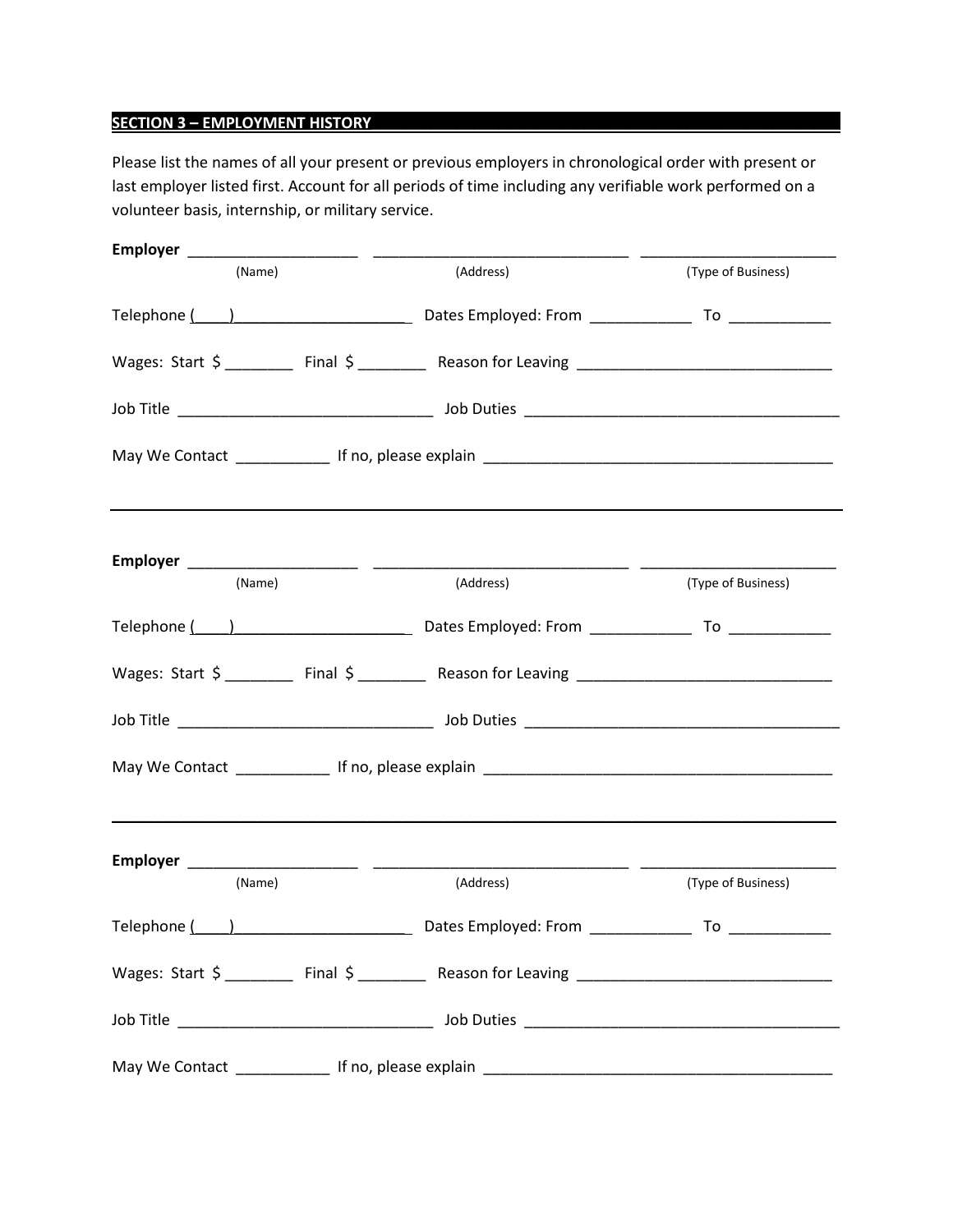## SECTION 3 – EMPLOYMENT HISTORY

Please list the names of all your present or previous employers in chronological order with present or last employer listed first. Account for all periods of time including any verifiable work performed on a volunteer basis, internship, or military service.

**Employer** ____________________ ______________________________ ______________________
(Name) (Address) (Type of Business)

Telephone (____)____________________ Dates Employed: From ____________ To ____________

Wages: Start $ ________ Final $ ________ Reason for Leaving ______________________________

Job Title ______________________________ Job Duties ______________________________________

May We Contact ___________ If no, please explain ________________________________________

---

**Employer** ____________________ ______________________________ ______________________
(Name) (Address) (Type of Business)

Telephone (____)____________________ Dates Employed: From ____________ To ____________

Wages: Start $ ________ Final $ ________ Reason for Leaving ______________________________

Job Title ______________________________ Job Duties ______________________________________

May We Contact ___________ If no, please explain ________________________________________

---

**Employer** ____________________ ______________________________ ______________________
(Name) (Address) (Type of Business)

Telephone (____)____________________ Dates Employed: From ____________ To ____________

Wages: Start $ ________ Final $ ________ Reason for Leaving ______________________________

Job Title ______________________________ Job Duties ______________________________________

May We Contact ___________ If no, please explain ________________________________________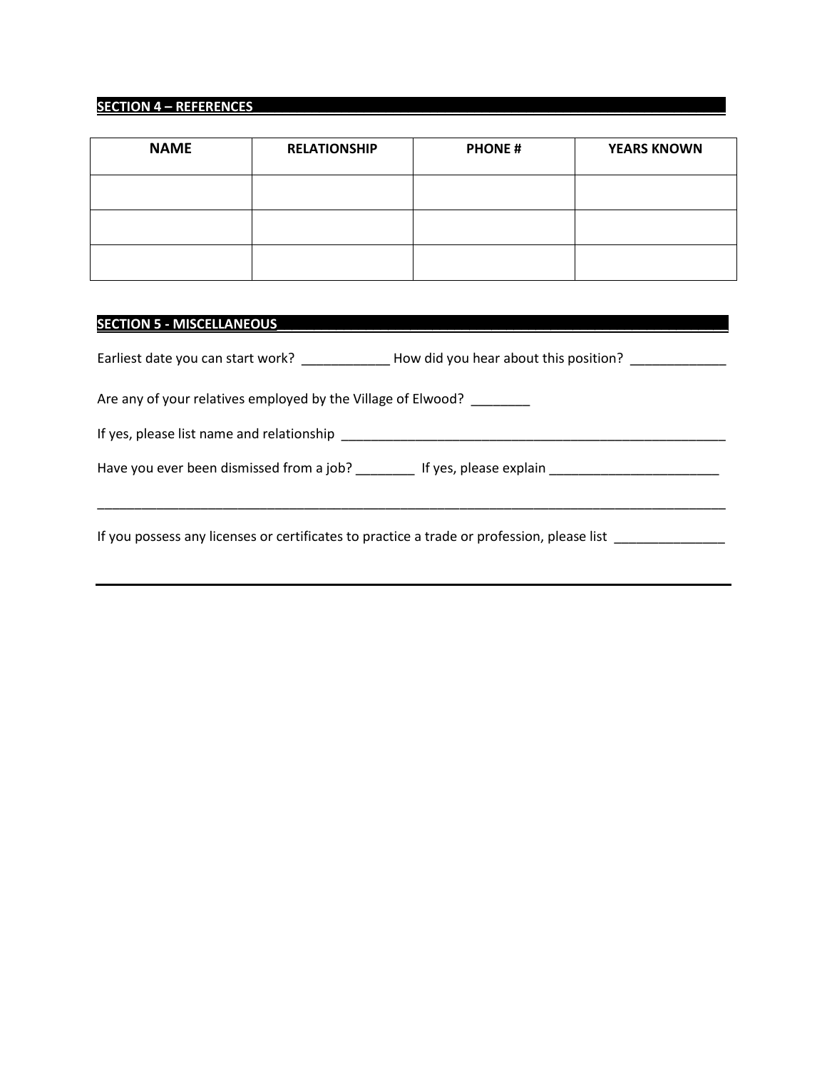## SECTION 4 – REFERENCES

| NAME | RELATIONSHIP | PHONE # | YEARS KNOWN |
|---|---|---|---|
| | | | |
| | | | |
| | | | |

## SECTION 5 - MISCELLANEOUS

Earliest date you can start work? ____________ How did you hear about this position? _____________

Are any of your relatives employed by the Village of Elwood? ________

If yes, please list name and relationship _______________________________________________________

Have you ever been dismissed from a job? ________ If yes, please explain _______________________

__________________________________________________________________________________________

If you possess any licenses or certificates to practice a trade or profession, please list _______________

__________________________________________________________________________________________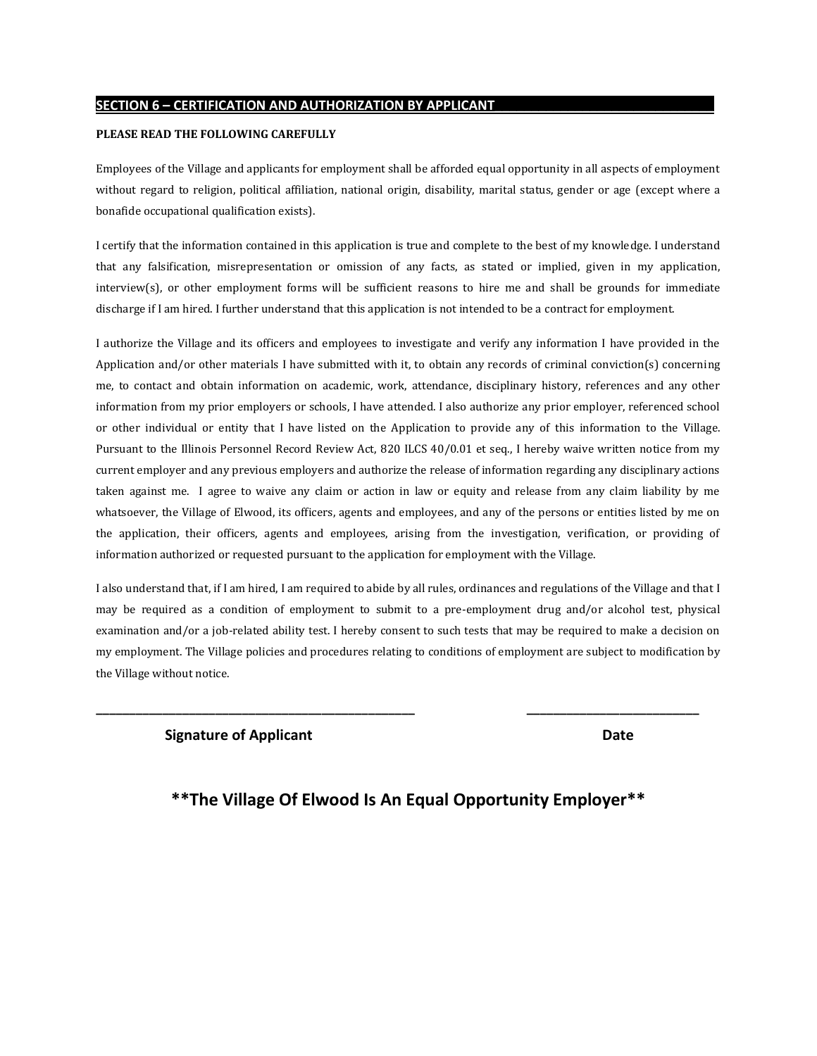## SECTION 6 – CERTIFICATION AND AUTHORIZATION BY APPLICANT

**PLEASE READ THE FOLLOWING CAREFULLY**

Employees of the Village and applicants for employment shall be afforded equal opportunity in all aspects of employment without regard to religion, political affiliation, national origin, disability, marital status, gender or age (except where a bonafide occupational qualification exists).

I certify that the information contained in this application is true and complete to the best of my knowledge. I understand that any falsification, misrepresentation or omission of any facts, as stated or implied, given in my application, interview(s), or other employment forms will be sufficient reasons to hire me and shall be grounds for immediate discharge if I am hired. I further understand that this application is not intended to be a contract for employment.

I authorize the Village and its officers and employees to investigate and verify any information I have provided in the Application and/or other materials I have submitted with it, to obtain any records of criminal conviction(s) concerning me, to contact and obtain information on academic, work, attendance, disciplinary history, references and any other information from my prior employers or schools, I have attended. I also authorize any prior employer, referenced school or other individual or entity that I have listed on the Application to provide any of this information to the Village. Pursuant to the Illinois Personnel Record Review Act, 820 ILCS 40/0.01 et seq., I hereby waive written notice from my current employer and any previous employers and authorize the release of information regarding any disciplinary actions taken against me. I agree to waive any claim or action in law or equity and release from any claim liability by me whatsoever, the Village of Elwood, its officers, agents and employees, and any of the persons or entities listed by me on the application, their officers, agents and employees, arising from the investigation, verification, or providing of information authorized or requested pursuant to the application for employment with the Village.

I also understand that, if I am hired, I am required to abide by all rules, ordinances and regulations of the Village and that I may be required as a condition of employment to submit to a pre-employment drug and/or alcohol test, physical examination and/or a job-related ability test. I hereby consent to such tests that may be required to make a decision on my employment. The Village policies and procedures relating to conditions of employment are subject to modification by the Village without notice.

_______________________________________________ &nbsp;&nbsp;&nbsp;&nbsp;&nbsp;&nbsp;&nbsp;&nbsp; ___________________________

**Signature of Applicant** &nbsp;&nbsp;&nbsp;&nbsp;&nbsp;&nbsp;&nbsp;&nbsp;&nbsp;&nbsp;&nbsp;&nbsp;&nbsp;&nbsp;&nbsp;&nbsp;&nbsp;&nbsp;&nbsp;&nbsp;&nbsp;&nbsp;&nbsp;&nbsp;&nbsp;&nbsp;&nbsp;&nbsp;&nbsp;&nbsp;&nbsp;&nbsp;&nbsp;&nbsp;&nbsp;&nbsp;&nbsp;&nbsp;&nbsp;&nbsp; **Date**

## **The Village Of Elwood Is An Equal Opportunity Employer**